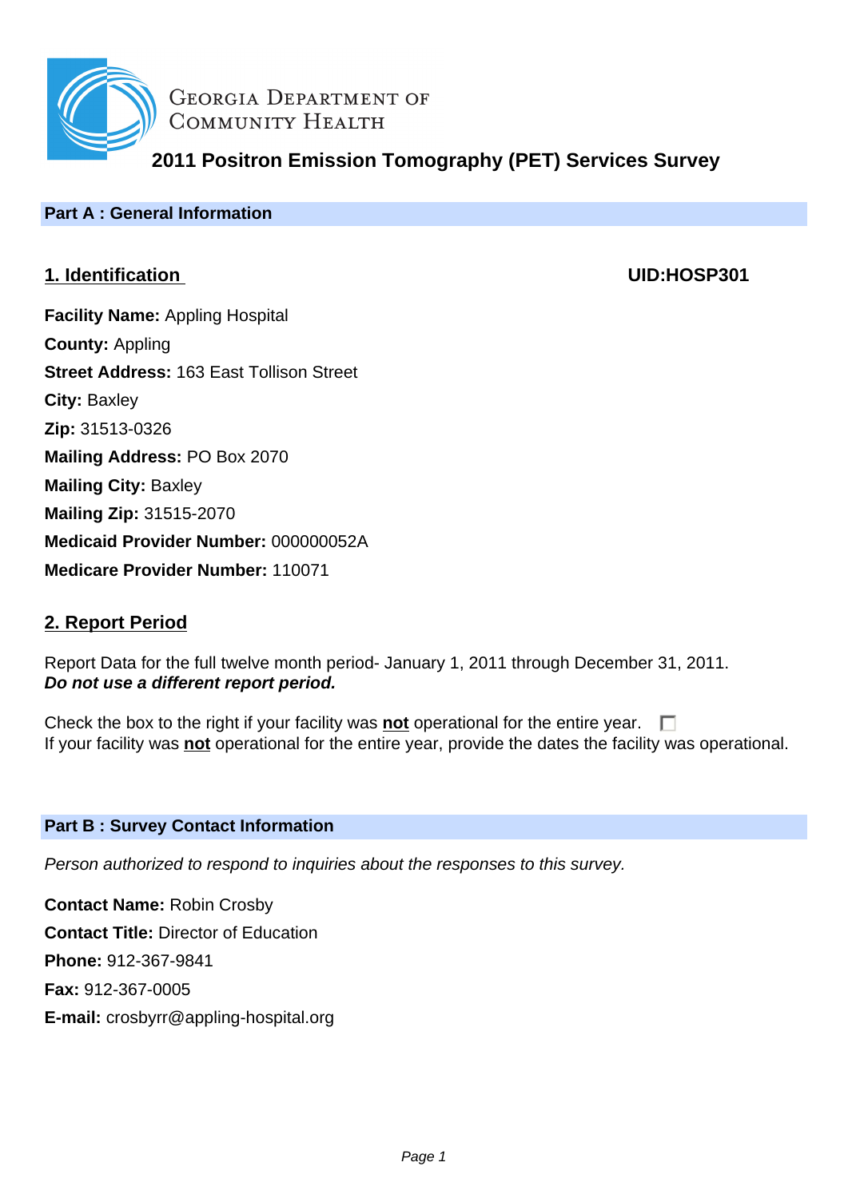Georgia Department of Community Health

# 2011 Positron Emission Tomography (PET) Services Survey

## Part A : General Information

### 1. Identification

**UID:HOSP301**

**Facility Name:** Appling Hospital
**County:** Appling
**Street Address:** 163 East Tollison Street
**City:** Baxley
**Zip:** 31513-0326
**Mailing Address:** PO Box 2070
**Mailing City:** Baxley
**Mailing Zip:** 31515-2070
**Medicaid Provider Number:** 000000052A
**Medicare Provider Number:** 110071

### 2. Report Period

Report Data for the full twelve month period- January 1, 2011 through December 31, 2011.
***Do not use a different report period.***

Check the box to the right if your facility was **not** operational for the entire year. ☐
If your facility was **not** operational for the entire year, provide the dates the facility was operational.

## Part B : Survey Contact Information

*Person authorized to respond to inquiries about the responses to this survey.*

**Contact Name:** Robin Crosby
**Contact Title:** Director of Education
**Phone:** 912-367-9841
**Fax:** 912-367-0005
**E-mail:** crosbyrr@appling-hospital.org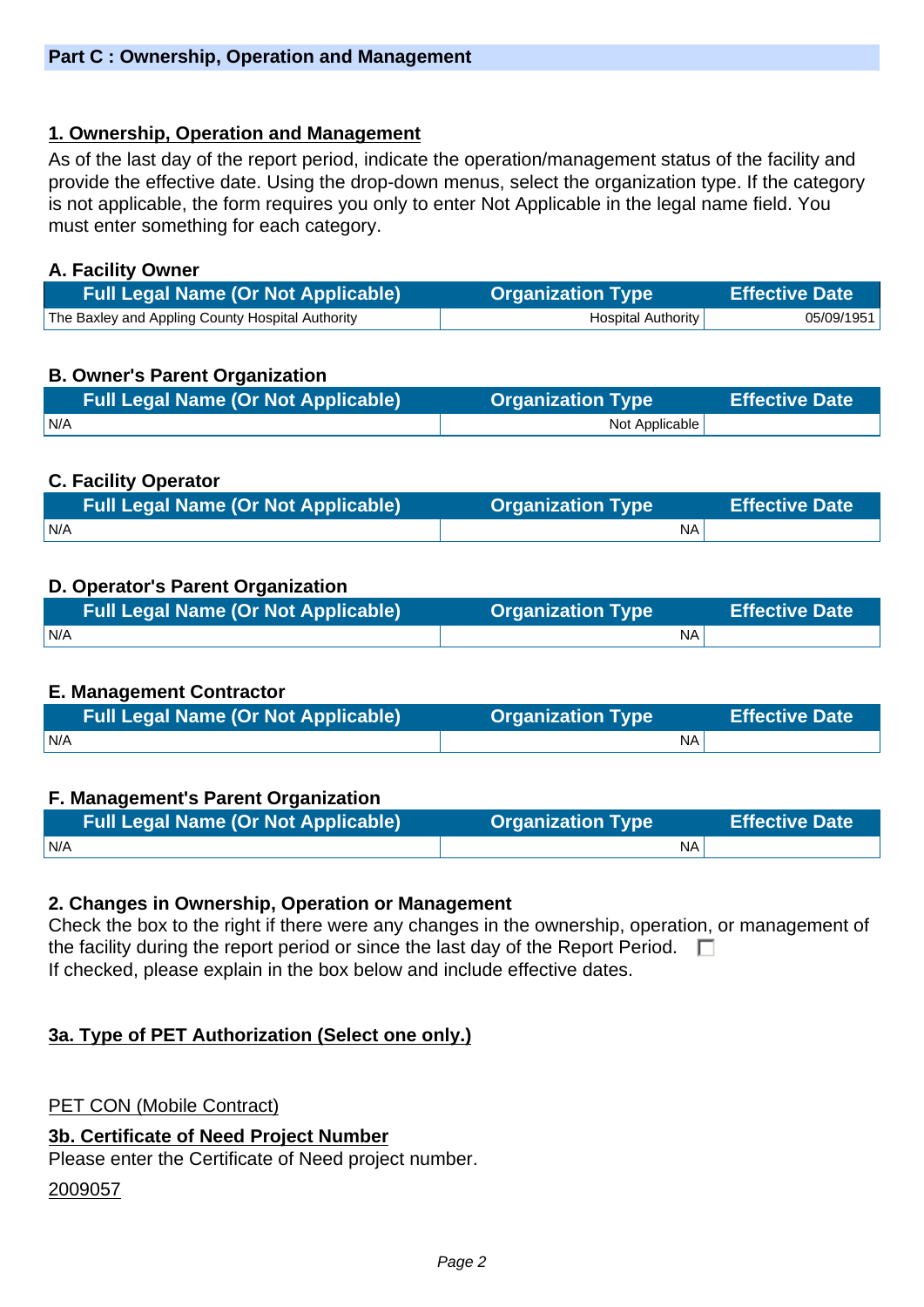## Part C : Ownership, Operation and Management

### 1. Ownership, Operation and Management

As of the last day of the report period, indicate the operation/management status of the facility and provide the effective date. Using the drop-down menus, select the organization type. If the category is not applicable, the form requires you only to enter Not Applicable in the legal name field. You must enter something for each category.

**A. Facility Owner**

| Full Legal Name (Or Not Applicable) | Organization Type | Effective Date |
|---|---|---|
| The Baxley and Appling County Hospital Authority | Hospital Authority | 05/09/1951 |

**B. Owner's Parent Organization**

| Full Legal Name (Or Not Applicable) | Organization Type | Effective Date |
|---|---|---|
| N/A | Not Applicable | |

**C. Facility Operator**

| Full Legal Name (Or Not Applicable) | Organization Type | Effective Date |
|---|---|---|
| N/A | NA | |

**D. Operator's Parent Organization**

| Full Legal Name (Or Not Applicable) | Organization Type | Effective Date |
|---|---|---|
| N/A | NA | |

**E. Management Contractor**

| Full Legal Name (Or Not Applicable) | Organization Type | Effective Date |
|---|---|---|
| N/A | NA | |

**F. Management's Parent Organization**

| Full Legal Name (Or Not Applicable) | Organization Type | Effective Date |
|---|---|---|
| N/A | NA | |

### 2. Changes in Ownership, Operation or Management

Check the box to the right if there were any changes in the ownership, operation, or management of the facility during the report period or since the last day of the Report Period. ☐
If checked, please explain in the box below and include effective dates.

### 3a. Type of PET Authorization (Select one only.)

PET CON (Mobile Contract)

### 3b. Certificate of Need Project Number

Please enter the Certificate of Need project number.

2009057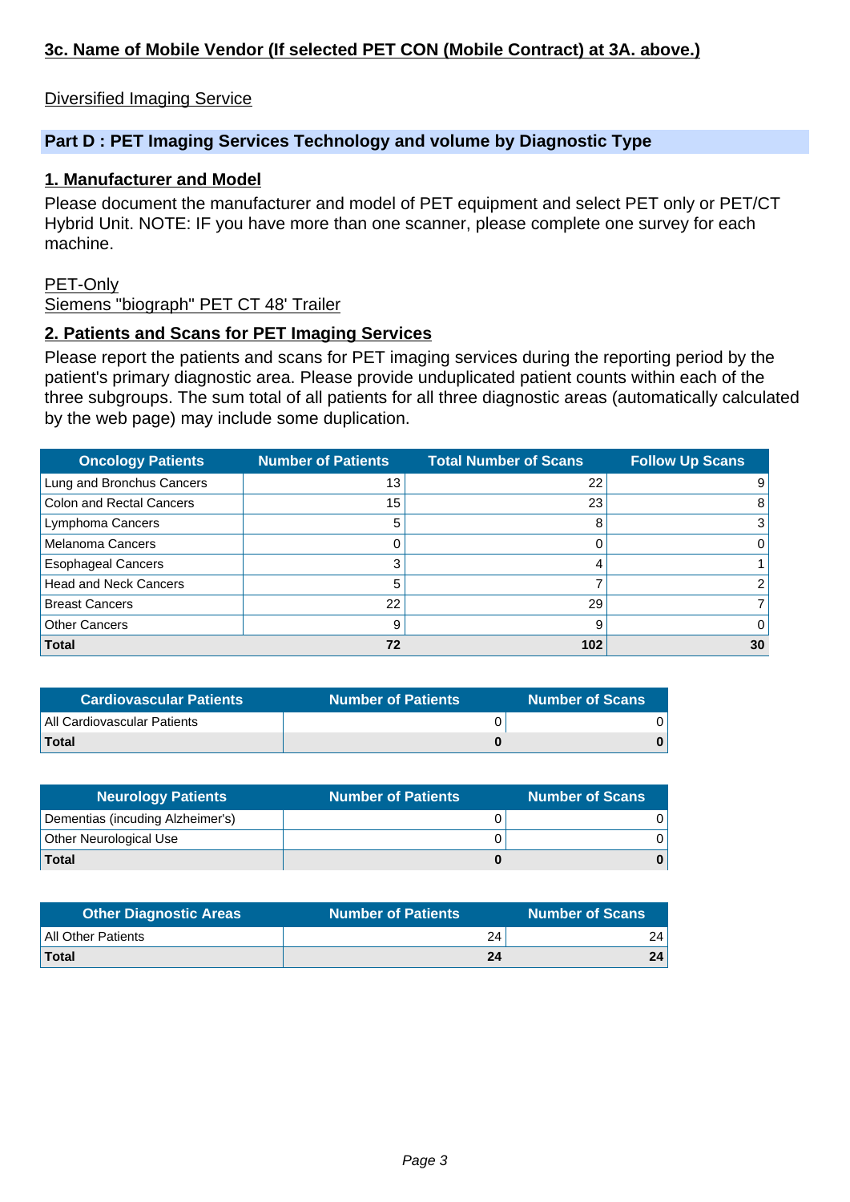**3c. Name of Mobile Vendor (If selected PET CON (Mobile Contract) at 3A. above.)**

Diversified Imaging Service

## Part D : PET Imaging Services Technology and volume by Diagnostic Type

### 1. Manufacturer and Model

Please document the manufacturer and model of PET equipment and select PET only or PET/CT Hybrid Unit. NOTE: IF you have more than one scanner, please complete one survey for each machine.

PET-Only
Siemens "biograph" PET CT 48' Trailer

### 2. Patients and Scans for PET Imaging Services

Please report the patients and scans for PET imaging services during the reporting period by the patient's primary diagnostic area. Please provide unduplicated patient counts within each of the three subgroups. The sum total of all patients for all three diagnostic areas (automatically calculated by the web page) may include some duplication.

| Oncology Patients | Number of Patients | Total Number of Scans | Follow Up Scans |
|---|---|---|---|
| Lung and Bronchus Cancers | 13 | 22 | 9 |
| Colon and Rectal Cancers | 15 | 23 | 8 |
| Lymphoma Cancers | 5 | 8 | 3 |
| Melanoma Cancers | 0 | 0 | 0 |
| Esophageal Cancers | 3 | 4 | 1 |
| Head and Neck Cancers | 5 | 7 | 2 |
| Breast Cancers | 22 | 29 | 7 |
| Other Cancers | 9 | 9 | 0 |
| **Total** | **72** | **102** | **30** |

| Cardiovascular Patients | Number of Patients | Number of Scans |
|---|---|---|
| All Cardiovascular Patients | 0 | 0 |
| **Total** | **0** | **0** |

| Neurology Patients | Number of Patients | Number of Scans |
|---|---|---|
| Dementias (incuding Alzheimer's) | 0 | 0 |
| Other Neurological Use | 0 | 0 |
| **Total** | **0** | **0** |

| Other Diagnostic Areas | Number of Patients | Number of Scans |
|---|---|---|
| All Other Patients | 24 | 24 |
| **Total** | **24** | **24** |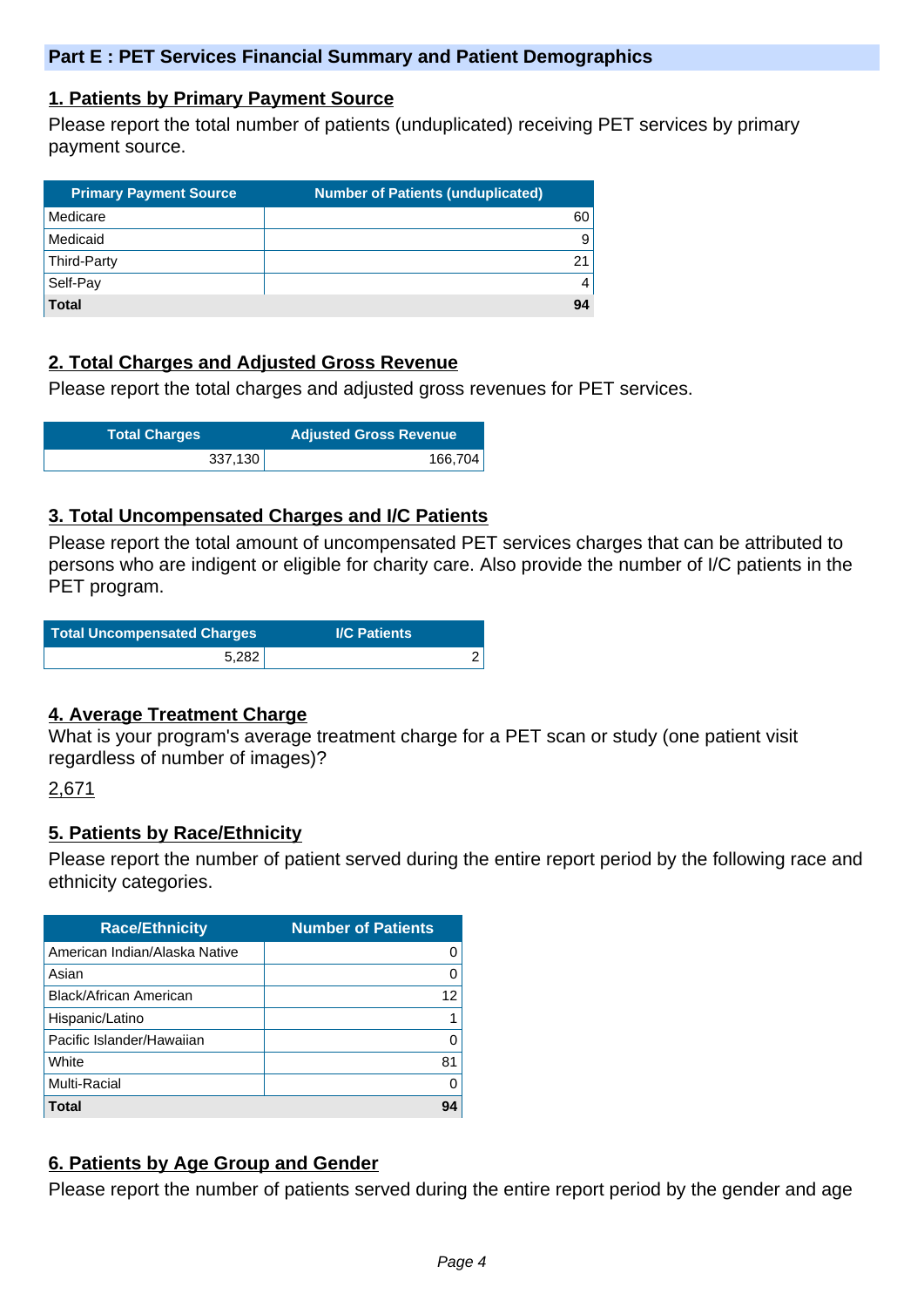## Part E : PET Services Financial Summary and Patient Demographics

### 1. Patients by Primary Payment Source

Please report the total number of patients (unduplicated) receiving PET services by primary payment source.

| Primary Payment Source | Number of Patients (unduplicated) |
|---|---|
| Medicare | 60 |
| Medicaid | 9 |
| Third-Party | 21 |
| Self-Pay | 4 |
| **Total** | **94** |

### 2. Total Charges and Adjusted Gross Revenue

Please report the total charges and adjusted gross revenues for PET services.

| Total Charges | Adjusted Gross Revenue |
|---|---|
| 337,130 | 166,704 |

### 3. Total Uncompensated Charges and I/C Patients

Please report the total amount of uncompensated PET services charges that can be attributed to persons who are indigent or eligible for charity care. Also provide the number of I/C patients in the PET program.

| Total Uncompensated Charges | I/C Patients |
|---|---|
| 5,282 | 2 |

### 4. Average Treatment Charge

What is your program's average treatment charge for a PET scan or study (one patient visit regardless of number of images)?

2,671

### 5. Patients by Race/Ethnicity

Please report the number of patient served during the entire report period by the following race and ethnicity categories.

| Race/Ethnicity | Number of Patients |
|---|---|
| American Indian/Alaska Native | 0 |
| Asian | 0 |
| Black/African American | 12 |
| Hispanic/Latino | 1 |
| Pacific Islander/Hawaiian | 0 |
| White | 81 |
| Multi-Racial | 0 |
| **Total** | **94** |

### 6. Patients by Age Group and Gender

Please report the number of patients served during the entire report period by the gender and age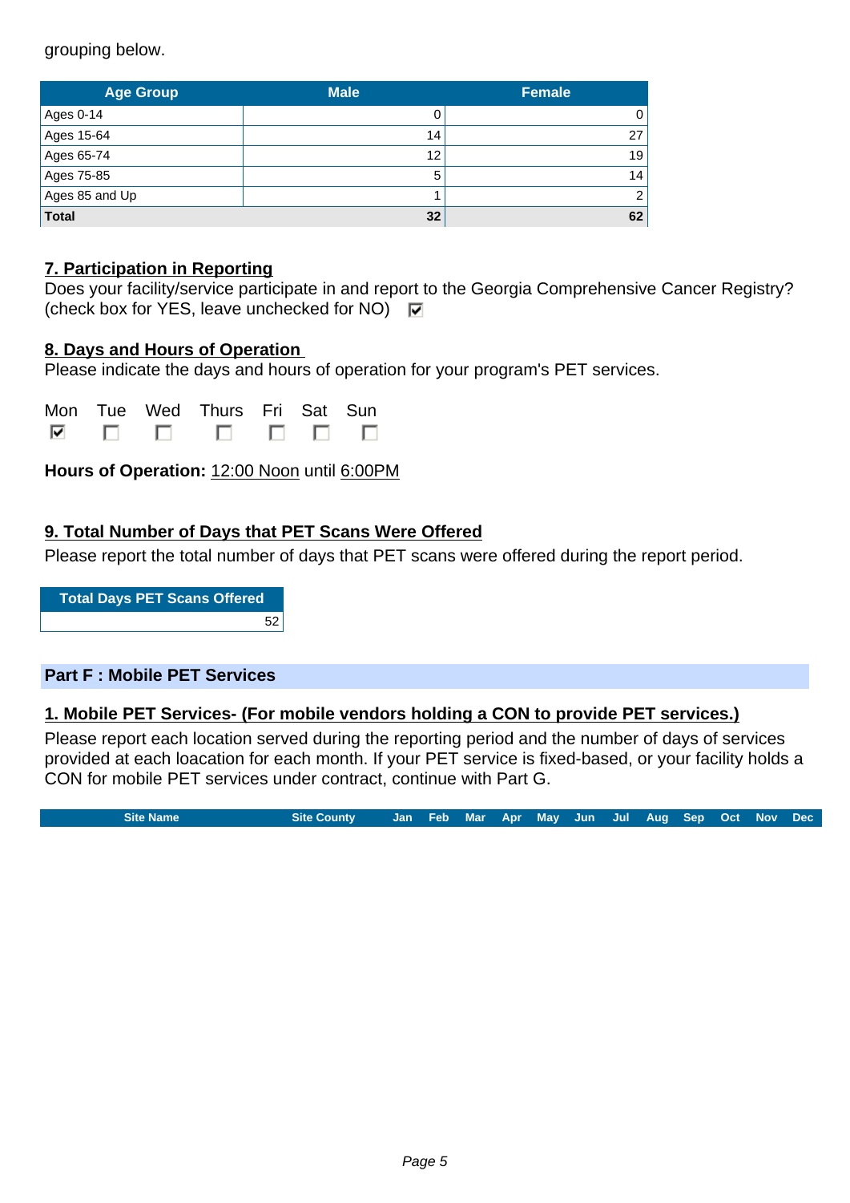grouping below.

| Age Group | Male | Female |
|---|---|---|
| Ages 0-14 | 0 | 0 |
| Ages 15-64 | 14 | 27 |
| Ages 65-74 | 12 | 19 |
| Ages 75-85 | 5 | 14 |
| Ages 85 and Up | 1 | 2 |
| **Total** | **32** | **62** |

**7. Participation in Reporting**

Does your facility/service participate in and report to the Georgia Comprehensive Cancer Registry? (check box for YES, leave unchecked for NO) ☑

**8. Days and Hours of Operation**

Please indicate the days and hours of operation for your program's PET services.

| Mon | Tue | Wed | Thurs | Fri | Sat | Sun |
|---|---|---|---|---|---|---|
| ☑ | ☐ | ☐ | ☐ | ☐ | ☐ | ☐ |

**Hours of Operation:** 12:00 Noon until 6:00PM

**9. Total Number of Days that PET Scans Were Offered**

Please report the total number of days that PET scans were offered during the report period.

| Total Days PET Scans Offered |
|---|
| 52 |

## Part F : Mobile PET Services

**1. Mobile PET Services- (For mobile vendors holding a CON to provide PET services.)**

Please report each location served during the reporting period and the number of days of services provided at each loacation for each month. If your PET service is fixed-based, or your facility holds a CON for mobile PET services under contract, continue with Part G.

| Site Name | Site County | Jan | Feb | Mar | Apr | May | Jun | Jul | Aug | Sep | Oct | Nov | Dec |
|---|---|---|---|---|---|---|---|---|---|---|---|---|---|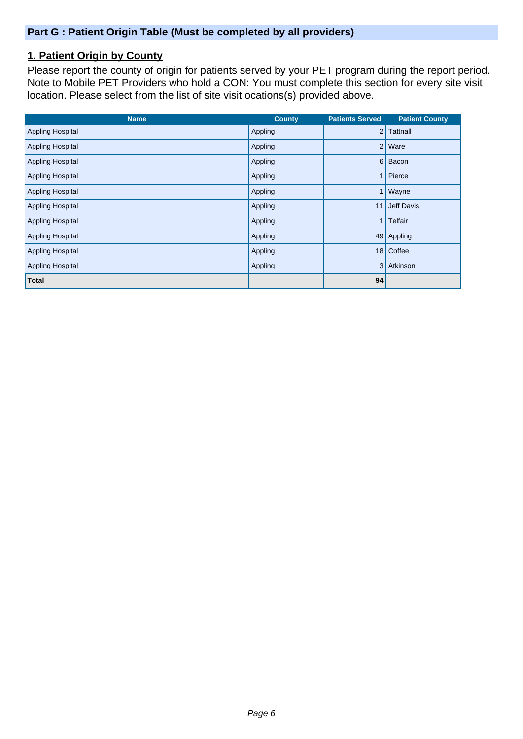## Part G : Patient Origin Table (Must be completed by all providers)

### 1. Patient Origin by County

Please report the county of origin for patients served by your PET program during the report period. Note to Mobile PET Providers who hold a CON: You must complete this section for every site visit location. Please select from the list of site visit ocations(s) provided above.

| Name | County | Patients Served | Patient County |
|---|---|---|---|
| Appling Hospital | Appling | 2 | Tattnall |
| Appling Hospital | Appling | 2 | Ware |
| Appling Hospital | Appling | 6 | Bacon |
| Appling Hospital | Appling | 1 | Pierce |
| Appling Hospital | Appling | 1 | Wayne |
| Appling Hospital | Appling | 11 | Jeff Davis |
| Appling Hospital | Appling | 1 | Telfair |
| Appling Hospital | Appling | 49 | Appling |
| Appling Hospital | Appling | 18 | Coffee |
| Appling Hospital | Appling | 3 | Atkinson |
| **Total** | | **94** | |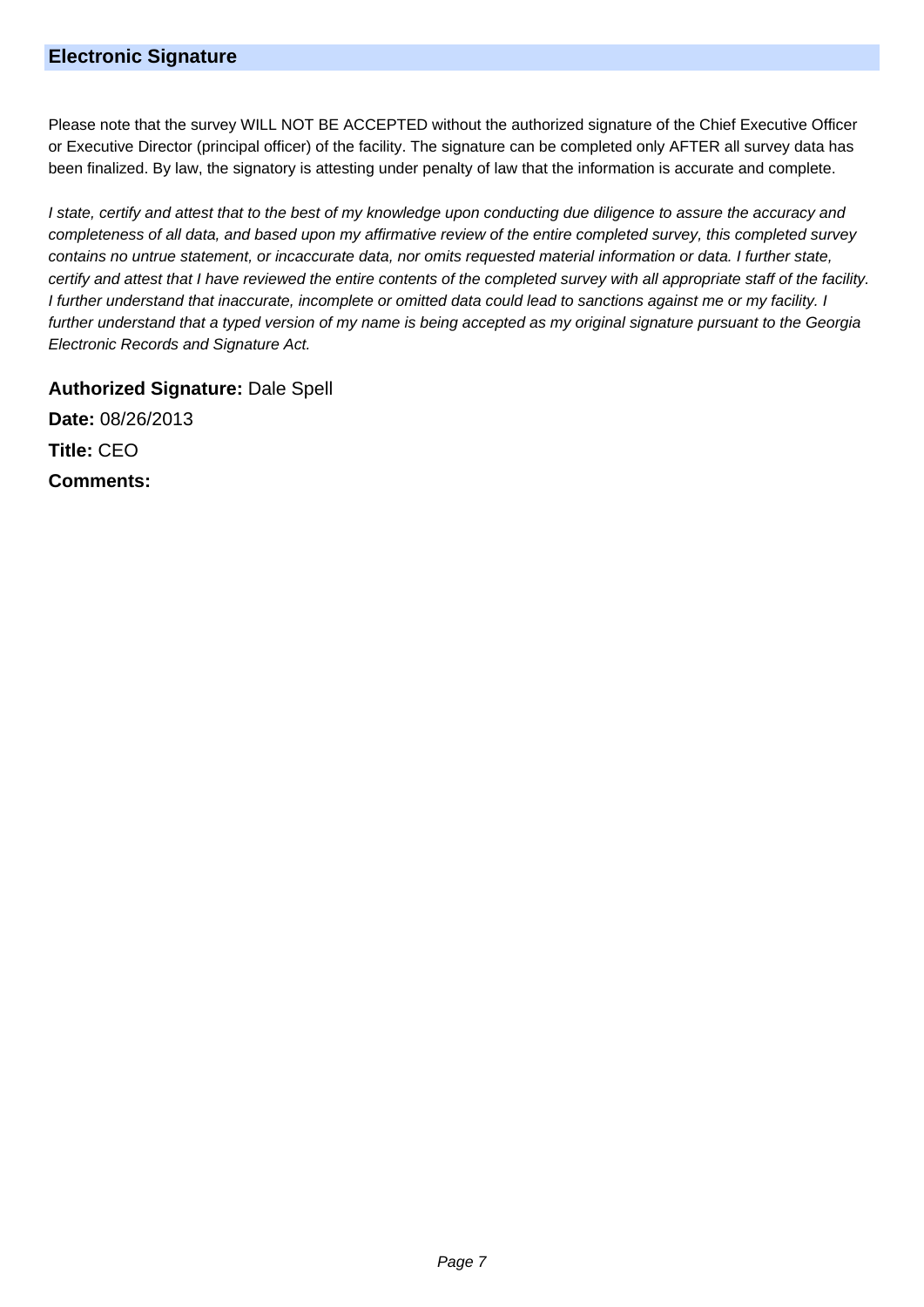## Electronic Signature

Please note that the survey WILL NOT BE ACCEPTED without the authorized signature of the Chief Executive Officer or Executive Director (principal officer) of the facility. The signature can be completed only AFTER all survey data has been finalized. By law, the signatory is attesting under penalty of law that the information is accurate and complete.

*I state, certify and attest that to the best of my knowledge upon conducting due diligence to assure the accuracy and completeness of all data, and based upon my affirmative review of the entire completed survey, this completed survey contains no untrue statement, or incacurate data, nor omits requested material information or data. I further state, certify and attest that I have reviewed the entire contents of the completed survey with all appropriate staff of the facility. I further understand that inaccurate, incomplete or omitted data could lead to sanctions against me or my facility. I further understand that a typed version of my name is being accepted as my original signature pursuant to the Georgia Electronic Records and Signature Act.*

**Authorized Signature:** Dale Spell

**Date:** 08/26/2013

**Title:** CEO

**Comments:**